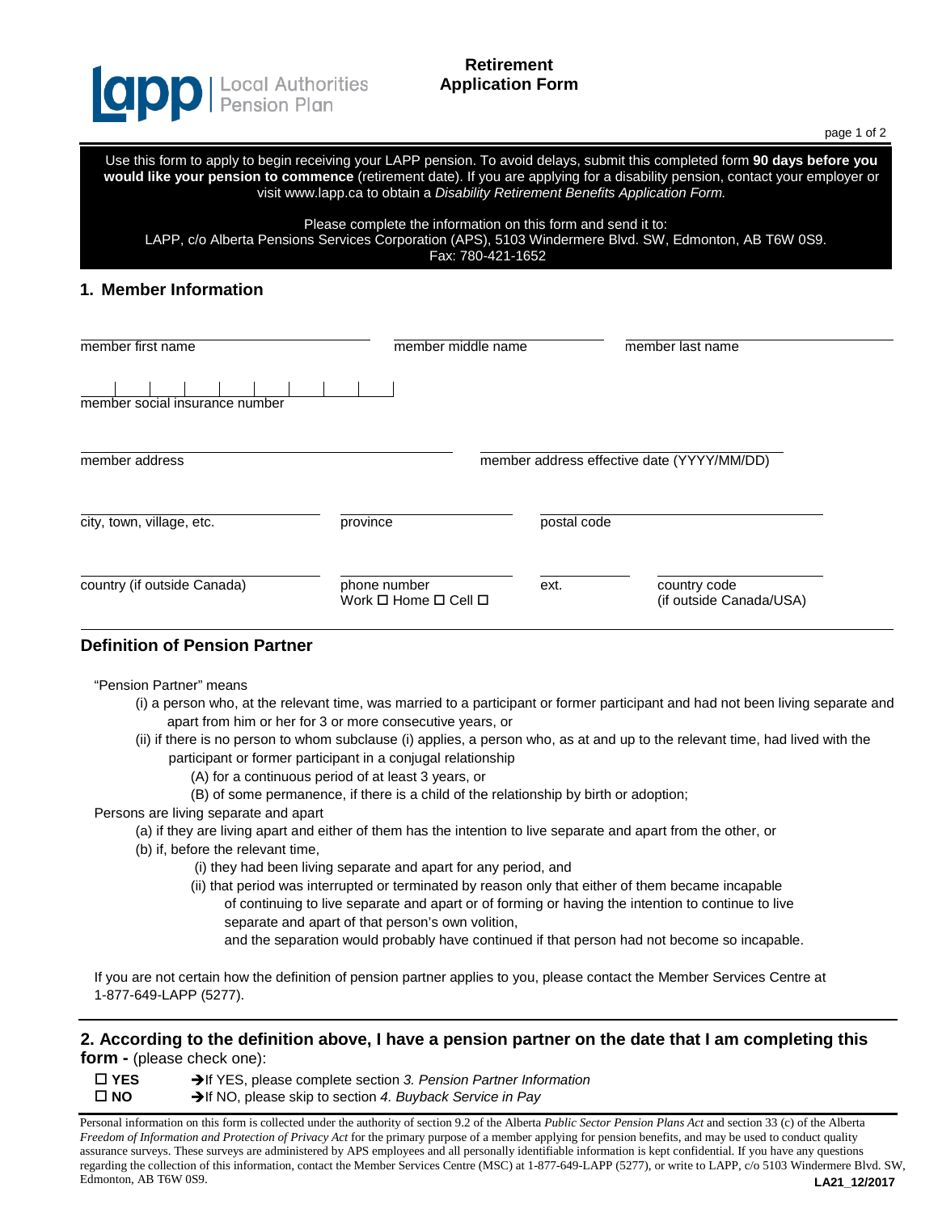lapp | Local Authorities Pension Plan

# Retirement Application Form

Use this form to apply to begin receiving your LAPP pension. To avoid delays, submit this completed form **90 days before you would like your pension to commence** (retirement date). If you are applying for a disability pension, contact your employer or visit www.lapp.ca to obtain a *Disability Retirement Benefits Application Form.*

Please complete the information on this form and send it to:
LAPP, c/o Alberta Pensions Services Corporation (APS), 5103 Windermere Blvd. SW, Edmonton, AB T6W 0S9.
Fax: 780-421-1652

## 1. Member Information

member first name ____________ member middle name ____________ member last name ____________

member social insurance number | | | | | | | | | |

member address ____________ member address effective date (YYYY/MM/DD) ____________

city, town, village, etc. ____________ province ____________ postal code ____________

country (if outside Canada) ____________ phone number Work ☐ Home ☐ Cell ☐ ____________ ext. ____________ country code (if outside Canada/USA) ____________

## Definition of Pension Partner

"Pension Partner" means

- (i) a person who, at the relevant time, was married to a participant or former participant and had not been living separate and apart from him or her for 3 or more consecutive years, or
- (ii) if there is no person to whom subclause (i) applies, a person who, as at and up to the relevant time, had lived with the participant or former participant in a conjugal relationship
  - (A) for a continuous period of at least 3 years, or
  - (B) of some permanence, if there is a child of the relationship by birth or adoption;

Persons are living separate and apart

- (a) if they are living apart and either of them has the intention to live separate and apart from the other, or
- (b) if, before the relevant time,
  - (i) they had been living separate and apart for any period, and
  - (ii) that period was interrupted or terminated by reason only that either of them became incapable of continuing to live separate and apart or of forming or having the intention to continue to live separate and apart of that person's own volition,

    and the separation would probably have continued if that person had not become so incapable.

If you are not certain how the definition of pension partner applies to you, please contact the Member Services Centre at 1-877-649-LAPP (5277).

## 2. According to the definition above, I have a pension partner on the date that I am completing this form - (please check one):

☐ **YES** → If YES, please complete section *3. Pension Partner Information*

☐ **NO** → If NO, please skip to section *4. Buyback Service in Pay*

Personal information on this form is collected under the authority of section 9.2 of the Alberta *Public Sector Pension Plans Act* and section 33 (c) of the Alberta *Freedom of Information and Protection of Privacy Act* for the primary purpose of a member applying for pension benefits, and may be used to conduct quality assurance surveys. These surveys are administered by APS employees and all personally identifiable information is kept confidential. If you have any questions regarding the collection of this information, contact the Member Services Centre (MSC) at 1-877-649-LAPP (5277), or write to LAPP, c/o 5103 Windermere Blvd. SW, Edmonton, AB T6W 0S9.

**LA21_12/2017**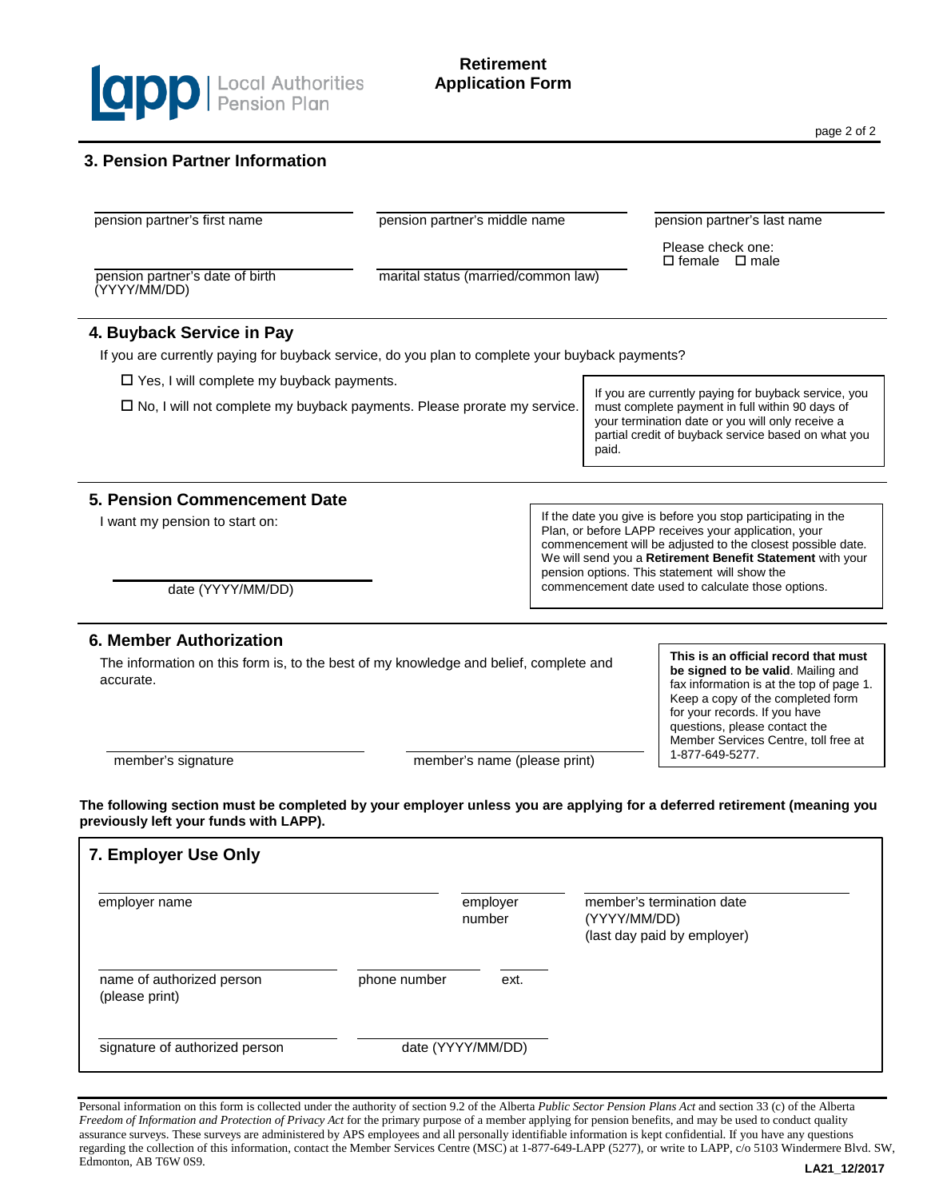## 3. Pension Partner Information

pension partner's first name

pension partner's middle name

pension partner's last name

pension partner's date of birth (YYYY/MM/DD)

marital status (married/common law)

Please check one:
☐ female ☐ male

## 4. Buyback Service in Pay

If you are currently paying for buyback service, do you plan to complete your buyback payments?

☐ Yes, I will complete my buyback payments.

☐ No, I will not complete my buyback payments. Please prorate my service.

If you are currently paying for buyback service, you must complete payment in full within 90 days of your termination date or you will only receive a partial credit of buyback service based on what you paid.

## 5. Pension Commencement Date

I want my pension to start on:

date (YYYY/MM/DD)

If the date you give is before you stop participating in the Plan, or before LAPP receives your application, your commencement will be adjusted to the closest possible date. We will send you a **Retirement Benefit Statement** with your pension options. This statement will show the commencement date used to calculate those options.

## 6. Member Authorization

The information on this form is, to the best of my knowledge and belief, complete and accurate.

member's signature

member's name (please print)

**This is an official record that must be signed to be valid**. Mailing and fax information is at the top of page 1. Keep a copy of the completed form for your records. If you have questions, please contact the Member Services Centre, toll free at 1-877-649-5277.

**The following section must be completed by your employer unless you are applying for a deferred retirement (meaning you previously left your funds with LAPP).**

## 7. Employer Use Only

employer name

employer number

member's termination date (YYYY/MM/DD) (last day paid by employer)

name of authorized person (please print)

phone number

ext.

signature of authorized person

date (YYYY/MM/DD)

Personal information on this form is collected under the authority of section 9.2 of the Alberta *Public Sector Pension Plans Act* and section 33 (c) of the Alberta *Freedom of Information and Protection of Privacy Act* for the primary purpose of a member applying for pension benefits, and may be used to conduct quality assurance surveys. These surveys are administered by APS employees and all personally identifiable information is kept confidential. If you have any questions regarding the collection of this information, contact the Member Services Centre (MSC) at 1-877-649-LAPP (5277), or write to LAPP, c/o 5103 Windermere Blvd. SW, Edmonton, AB T6W 0S9.

**LA21_12/2017**